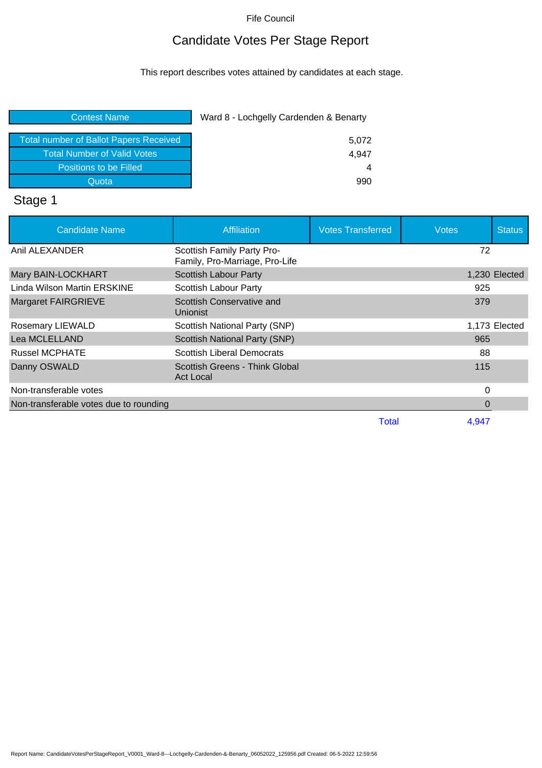Fife Council

# Candidate Votes Per Stage Report

This report describes votes attained by candidates at each stage.

| Contest Name | Ward 8 - Lochgelly Cardenden & Benarty |
|---|---|
| Total number of Ballot Papers Received | 5,072 |
| Total Number of Valid Votes | 4,947 |
| Positions to be Filled | 4 |
| Quota | 990 |

## Stage 1

| Candidate Name | Affiliation | Votes Transferred | Votes | Status |
|---|---|---|---|---|
| Anil ALEXANDER | Scottish Family Party Pro-Family, Pro-Marriage, Pro-Life | | 72 | |
| Mary BAIN-LOCKHART | Scottish Labour Party | | 1,230 | Elected |
| Linda Wilson Martin ERSKINE | Scottish Labour Party | | 925 | |
| Margaret FAIRGRIEVE | Scottish Conservative and Unionist | | 379 | |
| Rosemary LIEWALD | Scottish National Party (SNP) | | 1,173 | Elected |
| Lea MCLELLAND | Scottish National Party (SNP) | | 965 | |
| Russel MCPHATE | Scottish Liberal Democrats | | 88 | |
| Danny OSWALD | Scottish Greens - Think Global Act Local | | 115 | |
| Non-transferable votes | | | 0 | |
| Non-transferable votes due to rounding | | | 0 | |
| | | Total | 4,947 | |

Report Name: CandidateVotesPerStageReport_V0001_Ward-8---Lochgelly-Cardenden-&-Benarty_06052022_125956.pdf Created: 06-5-2022 12:59:56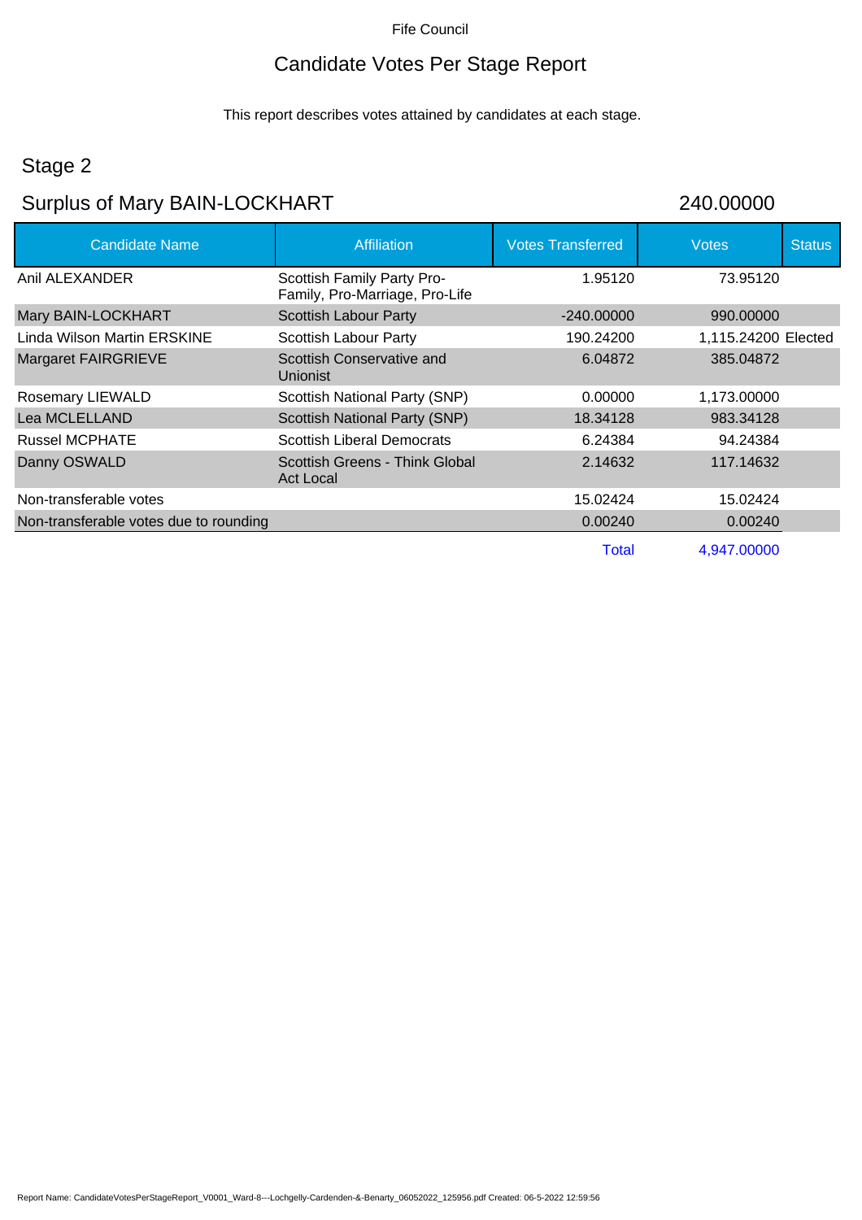Fife Council

# Candidate Votes Per Stage Report

This report describes votes attained by candidates at each stage.

## Stage 2

## Surplus of Mary BAIN-LOCKHART 240.00000

| Candidate Name | Affiliation | Votes Transferred | Votes | Status |
|---|---|---|---|---|
| Anil ALEXANDER | Scottish Family Party Pro-Family, Pro-Marriage, Pro-Life | 1.95120 | 73.95120 | |
| Mary BAIN-LOCKHART | Scottish Labour Party | -240.00000 | 990.00000 | |
| Linda Wilson Martin ERSKINE | Scottish Labour Party | 190.24200 | 1,115.24200 | Elected |
| Margaret FAIRGRIEVE | Scottish Conservative and Unionist | 6.04872 | 385.04872 | |
| Rosemary LIEWALD | Scottish National Party (SNP) | 0.00000 | 1,173.00000 | |
| Lea MCLELLAND | Scottish National Party (SNP) | 18.34128 | 983.34128 | |
| Russel MCPHATE | Scottish Liberal Democrats | 6.24384 | 94.24384 | |
| Danny OSWALD | Scottish Greens - Think Global Act Local | 2.14632 | 117.14632 | |
| Non-transferable votes | | 15.02424 | 15.02424 | |
| Non-transferable votes due to rounding | | 0.00240 | 0.00240 | |
| | | Total | 4,947.00000 | |

Report Name: CandidateVotesPerStageReport_V0001_Ward-8---Lochgelly-Cardenden-&-Benarty_06052022_125956.pdf Created: 06-5-2022 12:59:56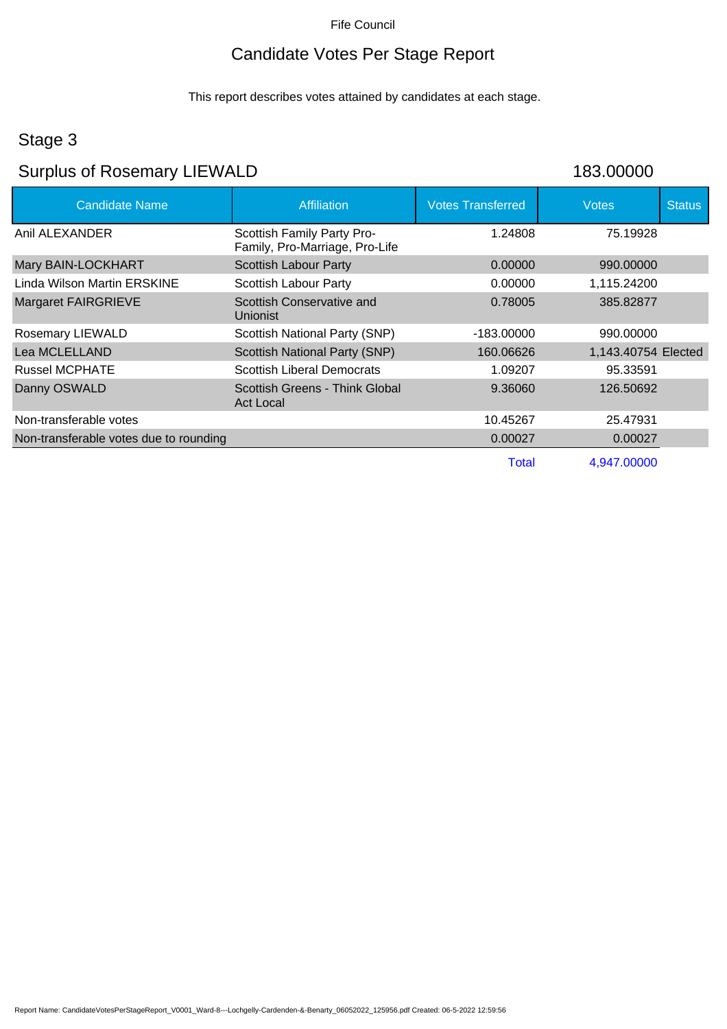Fife Council

# Candidate Votes Per Stage Report

This report describes votes attained by candidates at each stage.

## Stage 3

## Surplus of Rosemary LIEWALD 183.00000

| Candidate Name | Affiliation | Votes Transferred | Votes | Status |
|---|---|---|---|---|
| Anil ALEXANDER | Scottish Family Party Pro-Family, Pro-Marriage, Pro-Life | 1.24808 | 75.19928 | |
| Mary BAIN-LOCKHART | Scottish Labour Party | 0.00000 | 990.00000 | |
| Linda Wilson Martin ERSKINE | Scottish Labour Party | 0.00000 | 1,115.24200 | |
| Margaret FAIRGRIEVE | Scottish Conservative and Unionist | 0.78005 | 385.82877 | |
| Rosemary LIEWALD | Scottish National Party (SNP) | -183.00000 | 990.00000 | |
| Lea MCLELLAND | Scottish National Party (SNP) | 160.06626 | 1,143.40754 | Elected |
| Russel MCPHATE | Scottish Liberal Democrats | 1.09207 | 95.33591 | |
| Danny OSWALD | Scottish Greens - Think Global Act Local | 9.36060 | 126.50692 | |
| Non-transferable votes | | 10.45267 | 25.47931 | |
| Non-transferable votes due to rounding | | 0.00027 | 0.00027 | |
| | | Total | 4,947.00000 | |

Report Name: CandidateVotesPerStageReport_V0001_Ward-8---Lochgelly-Cardenden-&-Benarty_06052022_125956.pdf Created: 06-5-2022 12:59:56